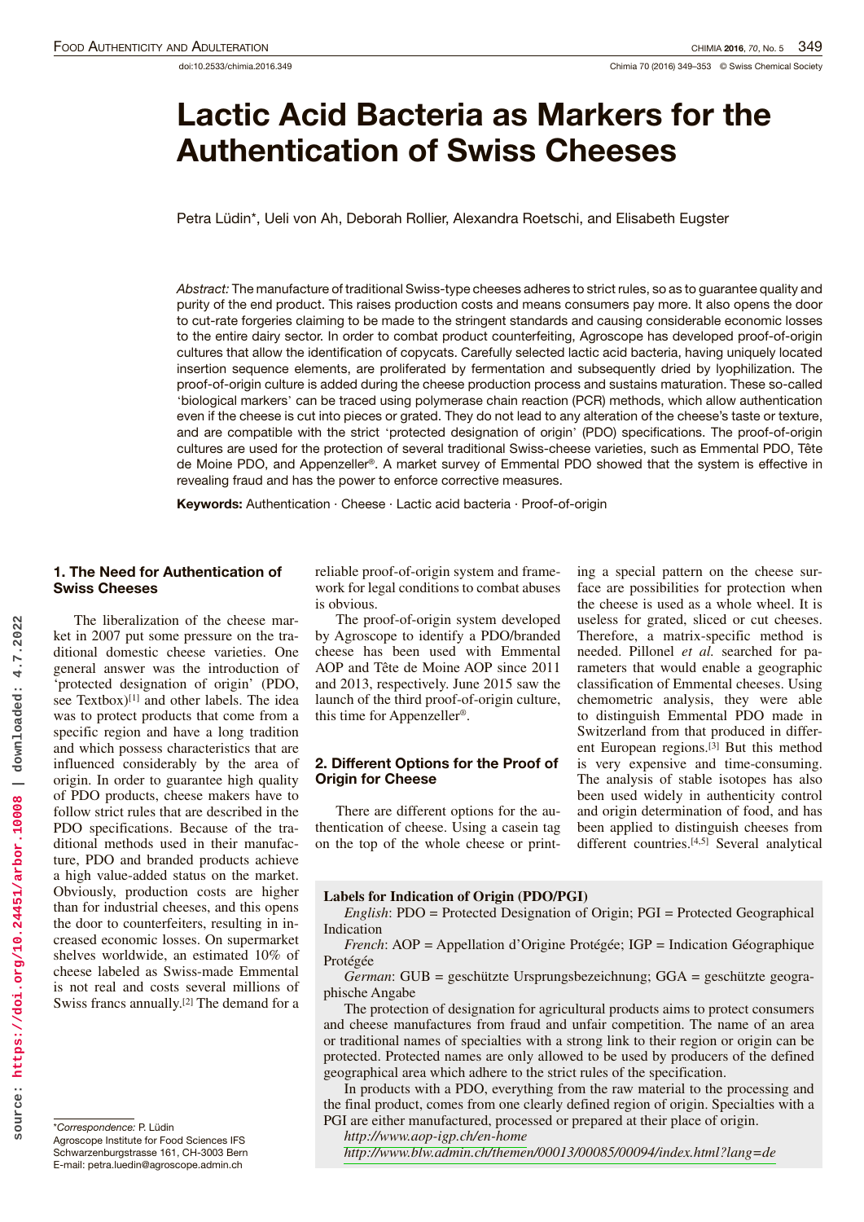# Lactic Acid Bacteria as Markers for the Authentication of Swiss Cheeses

Petra Lüdin*, Ueli von Ah, Deborah Rollier, Alexandra Roetschi, and Elisabeth Eugster

*Abstract:* The manufacture of traditional Swiss-type cheeses adheres to strict rules, so as to guarantee quality and purity of the end product. This raises production costs and means consumers pay more. It also opens the door to cut-rate forgeries claiming to be made to the stringent standards and causing considerable economic losses to the entire dairy sector. In order to combat product counterfeiting, Agroscope has developed proof-of-origin cultures that allow the identification of copycats. Carefully selected lactic acid bacteria, having uniquely located insertion sequence elements, are proliferated by fermentation and subsequently dried by lyophilization. The proof-of-origin culture is added during the cheese production process and sustains maturation. These so-called 'biological markers' can be traced using polymerase chain reaction (PCR) methods, which allow authentication even if the cheese is cut into pieces or grated. They do not lead to any alteration of the cheese's taste or texture, and are compatible with the strict 'protected designation of origin' (PDO) specifications. The proof-of-origin cultures are used for the protection of several traditional Swiss-cheese varieties, such as Emmental PDO, Tête de Moine PDO, and Appenzeller®. A market survey of Emmental PDO showed that the system is effective in revealing fraud and has the power to enforce corrective measures.

**Keywords:** Authentication · Cheese · Lactic acid bacteria · Proof-of-origin

## 1. The Need for Authentication of Swiss Cheeses

The liberalization of the cheese market in 2007 put some pressure on the traditional domestic cheese varieties. One general answer was the introduction of 'protected designation of origin' (PDO, see Textbox)[1] and other labels. The idea was to protect products that come from a specific region and have a long tradition and which possess characteristics that are influenced considerably by the area of origin. In order to guarantee high quality of PDO products, cheese makers have to follow strict rules that are described in the PDO specifications. Because of the traditional methods used in their manufacture, PDO and branded products achieve a high value-added status on the market. Obviously, production costs are higher than for industrial cheeses, and this opens the door to counterfeiters, resulting in increased economic losses. On supermarket shelves worldwide, an estimated 10% of cheese labeled as Swiss-made Emmental is not real and costs several millions of Swiss francs annually.[2] The demand for a reliable proof-of-origin system and framework for legal conditions to combat abuses is obvious.

The proof-of-origin system developed by Agroscope to identify a PDO/branded cheese has been used with Emmental AOP and Tête de Moine AOP since 2011 and 2013, respectively. June 2015 saw the launch of the third proof-of-origin culture, this time for Appenzeller®.

## 2. Different Options for the Proof of Origin for Cheese

There are different options for the authentication of cheese. Using a casein tag on the top of the whole cheese or printing a special pattern on the cheese surface are possibilities for protection when the cheese is used as a whole wheel. It is useless for grated, sliced or cut cheeses. Therefore, a matrix-specific method is needed. Pillonel *et al.* searched for parameters that would enable a geographic classification of Emmental cheeses. Using chemometric analysis, they were able to distinguish Emmental PDO made in Switzerland from that produced in different European regions.[3] But this method is very expensive and time-consuming. The analysis of stable isotopes has also been used widely in authenticity control and origin determination of food, and has been applied to distinguish cheeses from different countries.[4,5] Several analytical

**Labels for Indication of Origin (PDO/PGI)**

*English*: PDO = Protected Designation of Origin; PGI = Protected Geographical Indication

*French*: AOP = Appellation d'Origine Protégée; IGP = Indication Géographique Protégée

*German*: GUB = geschützte Ursprungsbezeichnung; GGA = geschützte geographische Angabe

The protection of designation for agricultural products aims to protect consumers and cheese manufactures from fraud and unfair competition. The name of an area or traditional names of specialties with a strong link to their region or origin can be protected. Protected names are only allowed to be used by producers of the defined geographical area which adhere to the strict rules of the specification.

In products with a PDO, everything from the raw material to the processing and the final product, comes from one clearly defined region of origin. Specialties with a PGI are either manufactured, processed or prepared at their place of origin.

*http://www.aop-igp.ch/en-home*

*http://www.blw.admin.ch/themen/00013/00085/00094/index.html?lang=de*

*Correspondence: P. Lüdin
Agroscope Institute for Food Sciences IFS
Schwarzenburgstrasse 161, CH-3003 Bern
E-mail: petra.luedin@agroscope.admin.ch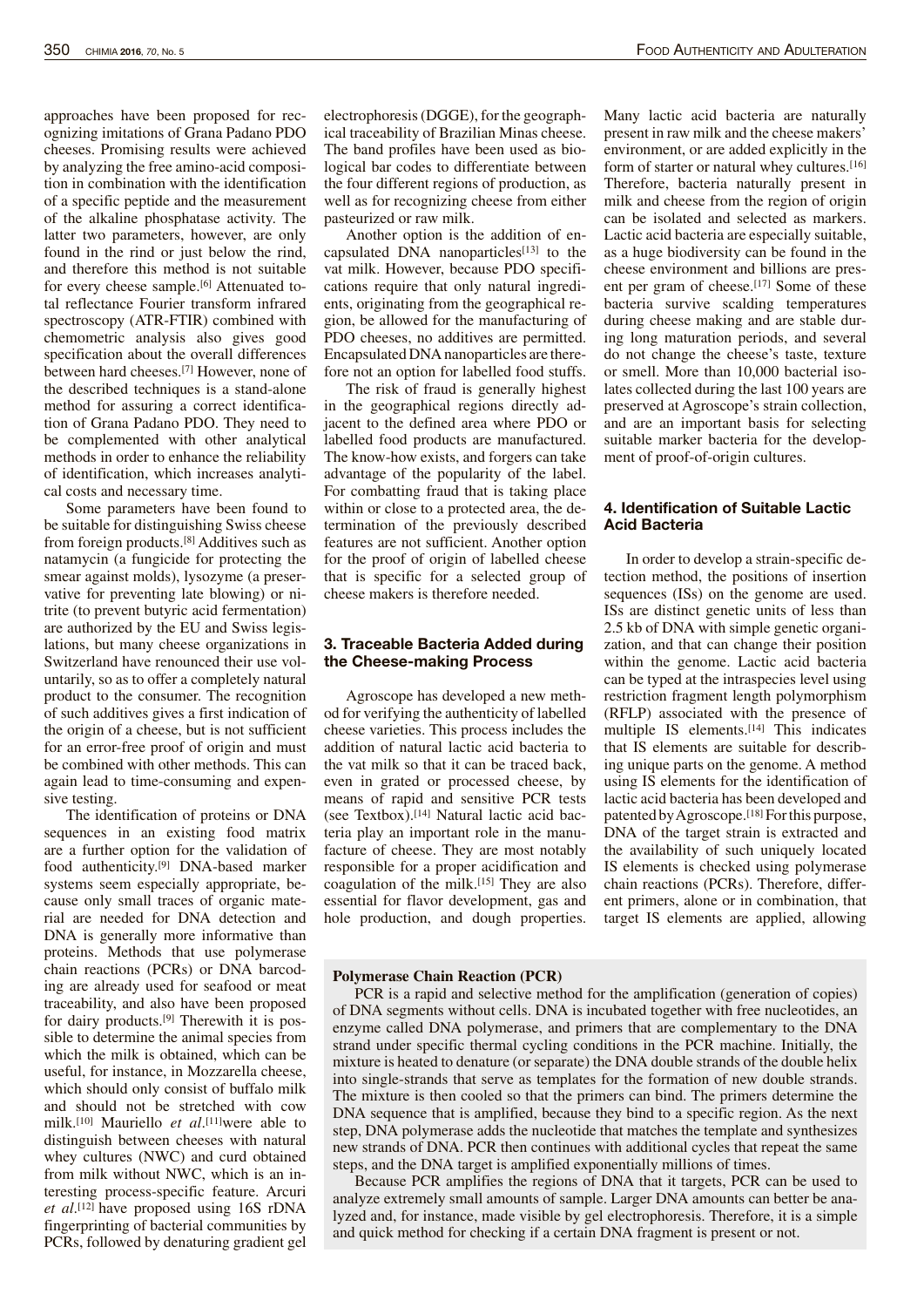approaches have been proposed for recognizing imitations of Grana Padano PDO cheeses. Promising results were achieved by analyzing the free amino-acid composition in combination with the identification of a specific peptide and the measurement of the alkaline phosphatase activity. The latter two parameters, however, are only found in the rind or just below the rind, and therefore this method is not suitable for every cheese sample.[6] Attenuated total reflectance Fourier transform infrared spectroscopy (ATR-FTIR) combined with chemometric analysis also gives good specification about the overall differences between hard cheeses.[7] However, none of the described techniques is a stand-alone method for assuring a correct identification of Grana Padano PDO. They need to be complemented with other analytical methods in order to enhance the reliability of identification, which increases analytical costs and necessary time.

Some parameters have been found to be suitable for distinguishing Swiss cheese from foreign products.[8] Additives such as natamycin (a fungicide for protecting the smear against molds), lysozyme (a preservative for preventing late blowing) or nitrite (to prevent butyric acid fermentation) are authorized by the EU and Swiss legislations, but many cheese organizations in Switzerland have renounced their use voluntarily, so as to offer a completely natural product to the consumer. The recognition of such additives gives a first indication of the origin of a cheese, but is not sufficient for an error-free proof of origin and must be combined with other methods. This can again lead to time-consuming and expensive testing.

The identification of proteins or DNA sequences in an existing food matrix are a further option for the validation of food authenticity.[9] DNA-based marker systems seem especially appropriate, because only small traces of organic material are needed for DNA detection and DNA is generally more informative than proteins. Methods that use polymerase chain reactions (PCRs) or DNA barcoding are already used for seafood or meat traceability, and also have been proposed for dairy products.[9] Therewith it is possible to determine the animal species from which the milk is obtained, which can be useful, for instance, in Mozzarella cheese, which should only consist of buffalo milk and should not be stretched with cow milk.[10] Mauriello *et al.*[11] were able to distinguish between cheeses with natural whey cultures (NWC) and curd obtained from milk without NWC, which is an interesting process-specific feature. Arcuri *et al.*[12] have proposed using 16S rDNA fingerprinting of bacterial communities by PCRs, followed by denaturing gradient gel electrophoresis (DGGE), for the geographical traceability of Brazilian Minas cheese. The band profiles have been used as biological bar codes to differentiate between the four different regions of production, as well as for recognizing cheese from either pasteurized or raw milk.

Another option is the addition of encapsulated DNA nanoparticles[13] to the vat milk. However, because PDO specifications require that only natural ingredients, originating from the geographical region, be allowed for the manufacturing of PDO cheeses, no additives are permitted. Encapsulated DNA nanoparticles are therefore not an option for labelled food stuffs.

The risk of fraud is generally highest in the geographical regions directly adjacent to the defined area where PDO or labelled food products are manufactured. The know-how exists, and forgers can take advantage of the popularity of the label. For combatting fraud that is taking place within or close to a protected area, the determination of the previously described features are not sufficient. Another option for the proof of origin of labelled cheese that is specific for a selected group of cheese makers is therefore needed.

## 3. Traceable Bacteria Added during the Cheese-making Process

Agroscope has developed a new method for verifying the authenticity of labelled cheese varieties. This process includes the addition of natural lactic acid bacteria to the vat milk so that it can be traced back, even in grated or processed cheese, by means of rapid and sensitive PCR tests (see Textbox).[14] Natural lactic acid bacteria play an important role in the manufacture of cheese. They are most notably responsible for a proper acidification and coagulation of the milk.[15] They are also essential for flavor development, gas and hole production, and dough properties. Many lactic acid bacteria are naturally present in raw milk and the cheese makers' environment, or are added explicitly in the form of starter or natural whey cultures.[16] Therefore, bacteria naturally present in milk and cheese from the region of origin can be isolated and selected as markers. Lactic acid bacteria are especially suitable, as a huge biodiversity can be found in the cheese environment and billions are present per gram of cheese.[17] Some of these bacteria survive scalding temperatures during cheese making and are stable during long maturation periods, and several do not change the cheese's taste, texture or smell. More than 10,000 bacterial isolates collected during the last 100 years are preserved at Agroscope's strain collection, and are an important basis for selecting suitable marker bacteria for the development of proof-of-origin cultures.

## 4. Identification of Suitable Lactic Acid Bacteria

In order to develop a strain-specific detection method, the positions of insertion sequences (ISs) on the genome are used. ISs are distinct genetic units of less than 2.5 kb of DNA with simple genetic organization, and that can change their position within the genome. Lactic acid bacteria can be typed at the intraspecies level using restriction fragment length polymorphism (RFLP) associated with the presence of multiple IS elements.[14] This indicates that IS elements are suitable for describing unique parts on the genome. A method using IS elements for the identification of lactic acid bacteria has been developed and patented by Agroscope.[18] For this purpose, DNA of the target strain is extracted and the availability of such uniquely located IS elements is checked using polymerase chain reactions (PCRs). Therefore, different primers, alone or in combination, that target IS elements are applied, allowing

> **Polymerase Chain Reaction (PCR)**
>
> PCR is a rapid and selective method for the amplification (generation of copies) of DNA segments without cells. DNA is incubated together with free nucleotides, an enzyme called DNA polymerase, and primers that are complementary to the DNA strand under specific thermal cycling conditions in the PCR machine. Initially, the mixture is heated to denature (or separate) the DNA double strands of the double helix into single-strands that serve as templates for the formation of new double strands. The mixture is then cooled so that the primers can bind. The primers determine the DNA sequence that is amplified, because they bind to a specific region. As the next step, DNA polymerase adds the nucleotide that matches the template and synthesizes new strands of DNA. PCR then continues with additional cycles that repeat the same steps, and the DNA target is amplified exponentially millions of times.
>
> Because PCR amplifies the regions of DNA that it targets, PCR can be used to analyze extremely small amounts of sample. Larger DNA amounts can better be analyzed and, for instance, made visible by gel electrophoresis. Therefore, it is a simple and quick method for checking if a certain DNA fragment is present or not.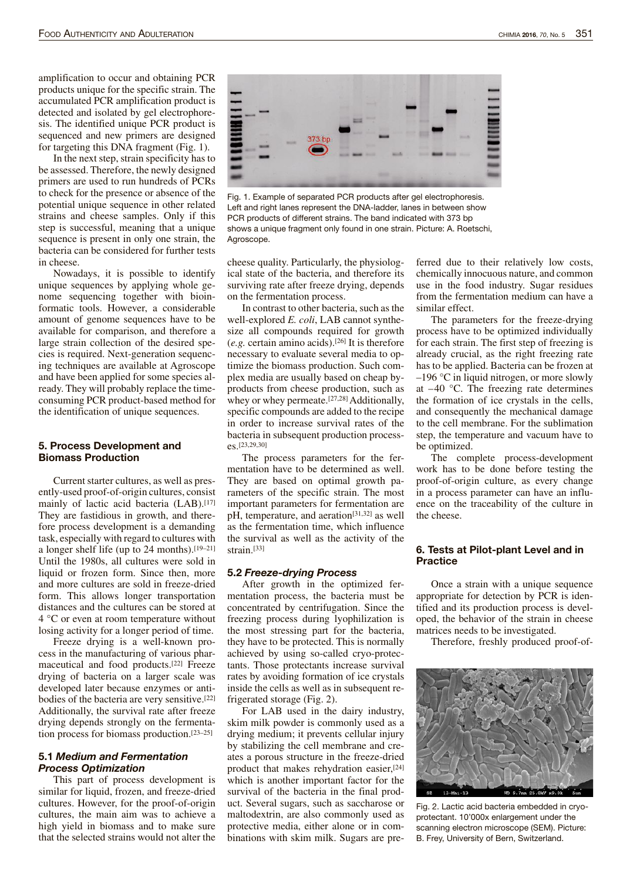amplification to occur and obtaining PCR products unique for the specific strain. The accumulated PCR amplification product is detected and isolated by gel electrophoresis. The identified unique PCR product is sequenced and new primers are designed for targeting this DNA fragment (Fig. 1).

In the next step, strain specificity has to be assessed. Therefore, the newly designed primers are used to run hundreds of PCRs to check for the presence or absence of the potential unique sequence in other related strains and cheese samples. Only if this step is successful, meaning that a unique sequence is present in only one strain, the bacteria can be considered for further tests in cheese.

Nowadays, it is possible to identify unique sequences by applying whole genome sequencing together with bioinformatic tools. However, a considerable amount of genome sequences have to be available for comparison, and therefore a large strain collection of the desired species is required. Next-generation sequencing techniques are available at Agroscope and have been applied for some species already. They will probably replace the time-consuming PCR product-based method for the identification of unique sequences.

Fig. 1. Example of separated PCR products after gel electrophoresis. Left and right lanes represent the DNA-ladder, lanes in between show PCR products of different strains. The band indicated with 373 bp shows a unique fragment only found in one strain. Picture: A. Roetschi, Agroscope.

## 5. Process Development and Biomass Production

Current starter cultures, as well as presently-used proof-of-origin cultures, consist mainly of lactic acid bacteria (LAB).[17] They are fastidious in growth, and therefore process development is a demanding task, especially with regard to cultures with a longer shelf life (up to 24 months).[19–21] Until the 1980s, all cultures were sold in liquid or frozen form. Since then, more and more cultures are sold in freeze-dried form. This allows longer transportation distances and the cultures can be stored at 4 °C or even at room temperature without losing activity for a longer period of time.

Freeze drying is a well-known process in the manufacturing of various pharmaceutical and food products.[22] Freeze drying of bacteria on a larger scale was developed later because enzymes or antibodies of the bacteria are very sensitive.[22] Additionally, the survival rate after freeze drying depends strongly on the fermentation process for biomass production.[23–25]

### 5.1 *Medium and Fermentation Process Optimization*

This part of process development is similar for liquid, frozen, and freeze-dried cultures. However, for the proof-of-origin cultures, the main aim was to achieve a high yield in biomass and to make sure that the selected strains would not alter the cheese quality. Particularly, the physiological state of the bacteria, and therefore its surviving rate after freeze drying, depends on the fermentation process.

In contrast to other bacteria, such as the well-explored *E. coli*, LAB cannot synthesize all compounds required for growth (*e.g.* certain amino acids).[26] It is therefore necessary to evaluate several media to optimize the biomass production. Such complex media are usually based on cheap by-products from cheese production, such as whey or whey permeate.[27,28] Additionally, specific compounds are added to the recipe in order to increase survival rates of the bacteria in subsequent production processes.[23,29,30]

The process parameters for the fermentation have to be determined as well. They are based on optimal growth parameters of the specific strain. The most important parameters for fermentation are pH, temperature, and aeration[31,32] as well as the fermentation time, which influence the survival as well as the activity of the strain.[33]

### 5.2 *Freeze-drying Process*

After growth in the optimized fermentation process, the bacteria must be concentrated by centrifugation. Since the freezing process during lyophilization is the most stressing part for the bacteria, they have to be protected. This is normally achieved by using so-called cryo-protectants. Those protectants increase survival rates by avoiding formation of ice crystals inside the cells as well as in subsequent refrigerated storage (Fig. 2).

For LAB used in the dairy industry, skim milk powder is commonly used as a drying medium; it prevents cellular injury by stabilizing the cell membrane and creates a porous structure in the freeze-dried product that makes rehydration easier,[24] which is another important factor for the survival of the bacteria in the final product. Several sugars, such as saccharose or maltodextrin, are also commonly used as protective media, either alone or in combinations with skim milk. Sugars are preferred due to their relatively low costs, chemically innocuous nature, and common use in the food industry. Sugar residues from the fermentation medium can have a similar effect.

The parameters for the freeze-drying process have to be optimized individually for each strain. The first step of freezing is already crucial, as the right freezing rate has to be applied. Bacteria can be frozen at –196 °C in liquid nitrogen, or more slowly at –40 °C. The freezing rate determines the formation of ice crystals in the cells, and consequently the mechanical damage to the cell membrane. For the sublimation step, the temperature and vacuum have to be optimized.

The complete process-development work has to be done before testing the proof-of-origin culture, as every change in a process parameter can have an influence on the traceability of the culture in the cheese.

## 6. Tests at Pilot-plant Level and in Practice

Once a strain with a unique sequence appropriate for detection by PCR is identified and its production process is developed, the behavior of the strain in cheese matrices needs to be investigated.

Therefore, freshly produced proof-of-

Fig. 2. Lactic acid bacteria embedded in cryo-protectant. 10'000x enlargement under the scanning electron microscope (SEM). Picture: B. Frey, University of Bern, Switzerland.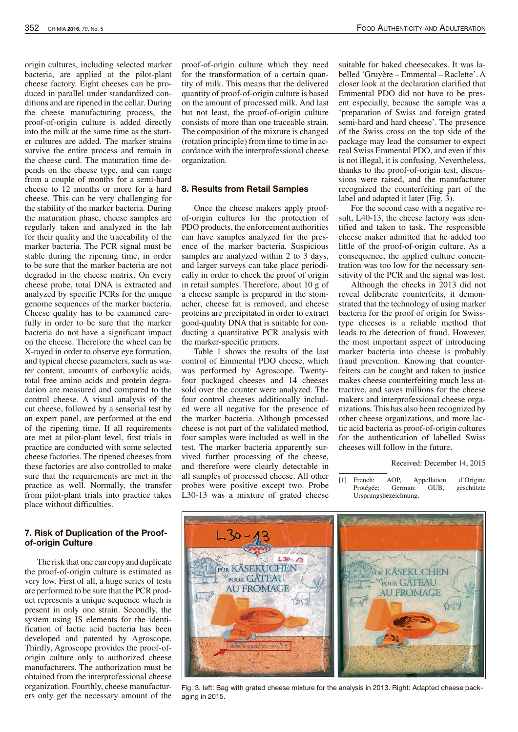origin cultures, including selected marker bacteria, are applied at the pilot-plant cheese factory. Eight cheeses can be produced in parallel under standardized conditions and are ripened in the cellar. During the cheese manufacturing process, the proof-of-origin culture is added directly into the milk at the same time as the starter cultures are added. The marker strains survive the entire process and remain in the cheese curd. The maturation time depends on the cheese type, and can range from a couple of months for a semi-hard cheese to 12 months or more for a hard cheese. This can be very challenging for the stability of the marker bacteria. During the maturation phase, cheese samples are regularly taken and analyzed in the lab for their quality and the traceability of the marker bacteria. The PCR signal must be stable during the ripening time, in order to be sure that the marker bacteria are not degraded in the cheese matrix. On every cheese probe, total DNA is extracted and analyzed by specific PCRs for the unique genome sequences of the marker bacteria. Cheese quality has to be examined carefully in order to be sure that the marker bacteria do not have a significant impact on the cheese. Therefore the wheel can be X-rayed in order to observe eye formation, and typical cheese parameters, such as water content, amounts of carboxylic acids, total free amino acids and protein degradation are measured and compared to the control cheese. A visual analysis of the cut cheese, followed by a sensorial test by an expert panel, are performed at the end of the ripening time. If all requirements are met at pilot-plant level, first trials in practice are conducted with some selected cheese factories. The ripened cheeses from these factories are also controlled to make sure that the requirements are met in the practice as well. Normally, the transfer from pilot-plant trials into practice takes place without difficulties.

## 7. Risk of Duplication of the Proof-of-origin Culture

The risk that one can copy and duplicate the proof-of-origin culture is estimated as very low. First of all, a huge series of tests are performed to be sure that the PCR product represents a unique sequence which is present in only one strain. Secondly, the system using IS elements for the identification of lactic acid bacteria has been developed and patented by Agroscope. Thirdly, Agroscope provides the proof-of-origin culture only to authorized cheese manufacturers. The authorization must be obtained from the interprofessional cheese organization. Fourthly, cheese manufacturers only get the necessary amount of the proof-of-origin culture which they need for the transformation of a certain quantity of milk. This means that the delivered quantity of proof-of-origin culture is based on the amount of processed milk. And last but not least, the proof-of-origin culture consists of more than one traceable strain. The composition of the mixture is changed (rotation principle) from time to time in accordance with the interprofessional cheese organization.

## 8. Results from Retail Samples

Once the cheese makers apply proof-of-origin cultures for the protection of PDO products, the enforcement authorities can have samples analyzed for the presence of the marker bacteria. Suspicious samples are analyzed within 2 to 3 days, and larger surveys can take place periodically in order to check the proof of origin in retail samples. Therefore, about 10 g of a cheese sample is prepared in the stomacher, cheese fat is removed, and cheese proteins are precipitated in order to extract good-quality DNA that is suitable for conducting a quantitative PCR analysis with the marker-specific primers.

Table 1 shows the results of the last control of Emmental PDO cheese, which was performed by Agroscope. Twenty-four packaged cheeses and 14 cheeses sold over the counter were analyzed. The four control cheeses additionally included were all negative for the presence of the marker bacteria. Although processed cheese is not part of the validated method, four samples were included as well in the test. The marker bacteria apparently survived further processing of the cheese, and therefore were clearly detectable in all samples of processed cheese. All other probes were positive except two. Probe L30-13 was a mixture of grated cheese suitable for baked cheesecakes. It was labelled 'Gruyère – Emmental – Raclette'. A closer look at the declaration clarified that Emmental PDO did not have to be present especially, because the sample was a 'preparation of Swiss and foreign grated semi-hard and hard cheese'. The presence of the Swiss cross on the top side of the package may lead the consumer to expect real Swiss Emmental PDO, and even if this is not illegal, it is confusing. Nevertheless, thanks to the proof-of-origin test, discussions were raised, and the manufacturer recognized the counterfeiting part of the label and adapted it later (Fig. 3).

For the second case with a negative result, L40-13, the cheese factory was identified and taken to task. The responsible cheese maker admitted that he added too little of the proof-of-origin culture. As a consequence, the applied culture concentration was too low for the necessary sensitivity of the PCR and the signal was lost.

Although the checks in 2013 did not reveal deliberate counterfeits, it demonstrated that the technology of using marker bacteria for the proof of origin for Swiss-type cheeses is a reliable method that leads to the detection of fraud. However, the most important aspect of introducing marker bacteria into cheese is probably fraud prevention. Knowing that counterfeiters can be caught and taken to justice makes cheese counterfeiting much less attractive, and saves millions for the cheese makers and interprofessional cheese organizations. This has also been recognized by other cheese organizations, and more lactic acid bacteria as proof-of-origin cultures for the authentication of labelled Swiss cheeses will follow in the future.

Received: December 14, 2015

[1] French: AOP, Appellation d'Origine Protégée; German: GUB, geschützte Ursprungsbezeichnung.

Fig. 3. left: Bag with grated cheese mixture for the analysis in 2013. Right: Adapted cheese packaging in 2015.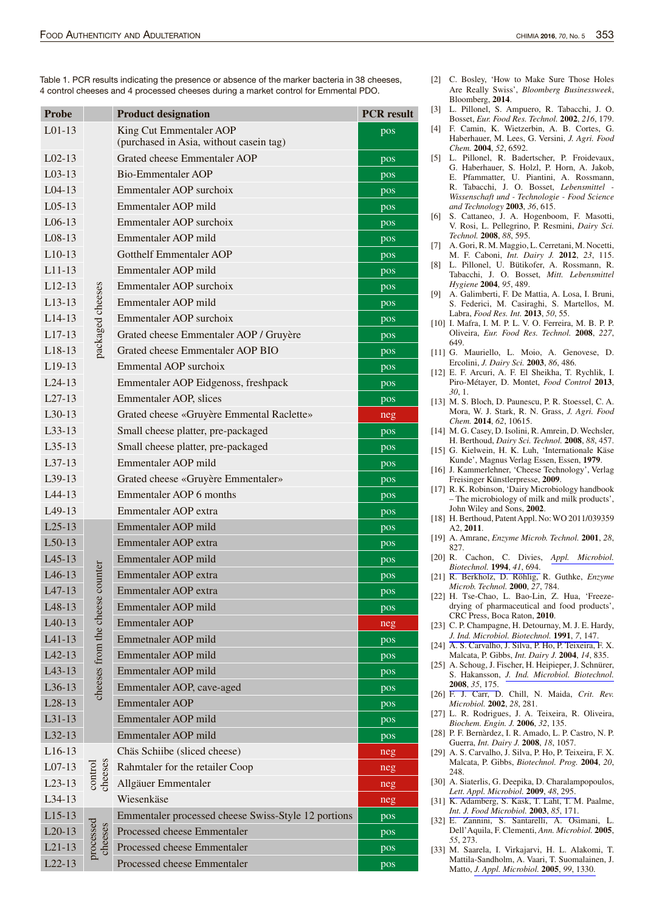Table 1. PCR results indicating the presence or absence of the marker bacteria in 38 cheeses, 4 control cheeses and 4 processed cheeses during a market control for Emmental PDO.

| Probe | | Product designation | PCR result |
|---|---|---|---|
| L01-13 | packaged cheeses | King Cut Emmentaler AOP (purchased in Asia, without casein tag) | pos |
| L02-13 | | Grated cheese Emmentaler AOP | pos |
| L03-13 | | Bio-Emmentaler AOP | pos |
| L04-13 | | Emmentaler AOP surchoix | pos |
| L05-13 | | Emmentaler AOP mild | pos |
| L06-13 | | Emmentaler AOP surchoix | pos |
| L08-13 | | Emmentaler AOP mild | pos |
| L10-13 | | Gotthelf Emmentaler AOP | pos |
| L11-13 | | Emmentaler AOP mild | pos |
| L12-13 | | Emmentaler AOP surchoix | pos |
| L13-13 | | Emmentaler AOP mild | pos |
| L14-13 | | Emmentaler AOP surchoix | pos |
| L17-13 | | Grated cheese Emmentaler AOP / Gruyère | pos |
| L18-13 | | Grated cheese Emmentaler AOP BIO | pos |
| L19-13 | | Emmental AOP surchoix | pos |
| L24-13 | | Emmentaler AOP Eidgenoss, freshpack | pos |
| L27-13 | | Emmentaler AOP, slices | pos |
| L30-13 | | Grated cheese «Gruyère Emmental Raclette» | neg |
| L33-13 | | Small cheese platter, pre-packaged | pos |
| L35-13 | | Small cheese platter, pre-packaged | pos |
| L37-13 | | Emmentaler AOP mild | pos |
| L39-13 | | Grated cheese «Gruyère Emmentaler» | pos |
| L44-13 | | Emmentaler AOP 6 months | pos |
| L49-13 | | Emmentaler AOP extra | pos |
| L25-13 | cheeses from the cheese counter | Emmentaler AOP mild | pos |
| L50-13 | | Emmentaler AOP extra | pos |
| L45-13 | | Emmentaler AOP mild | pos |
| L46-13 | | Emmentaler AOP extra | pos |
| L47-13 | | Emmentaler AOP extra | pos |
| L48-13 | | Emmentaler AOP mild | pos |
| L40-13 | | Emmentaler AOP | neg |
| L41-13 | | Emmetnaler AOP mild | pos |
| L42-13 | | Emmentaler AOP mild | pos |
| L43-13 | | Emmentaler AOP mild | pos |
| L36-13 | | Emmentaler AOP, cave-aged | pos |
| L28-13 | | Emmentaler AOP | pos |
| L31-13 | | Emmentaler AOP mild | pos |
| L32-13 | | Emmentaler AOP mild | pos |
| L16-13 | control cheeses | Chäs Schiibe (sliced cheese) | neg |
| L07-13 | | Rahmtaler for the retailer Coop | neg |
| L23-13 | | Allgäuer Emmentaler | neg |
| L34-13 | | Wiesenkäse | neg |
| L15-13 | processed cheeses | Emmentaler processed cheese Swiss-Style 12 portions | pos |
| L20-13 | | Processed cheese Emmentaler | pos |
| L21-13 | | Processed cheese Emmentaler | pos |
| L22-13 | | Processed cheese Emmentaler | pos |

[2] C. Bosley, 'How to Make Sure Those Holes Are Really Swiss', *Bloomberg Businessweek*, Bloomberg, **2014**.

[3] L. Pillonel, S. Ampuero, R. Tabacchi, J. O. Bosset, *Eur. Food Res. Technol.* **2002**, *216*, 179.

[4] F. Camin, K. Wietzerbin, A. B. Cortes, G. Haberhauer, M. Lees, G. Versini, *J. Agri. Food Chem.* **2004**, *52*, 6592.

[5] L. Pillonel, R. Badertscher, P. Froidevaux, G. Haberhauer, S. Holzl, P. Horn, A. Jakob, E. Pfammatter, U. Piantini, A. Rossmann, R. Tabacchi, J. O. Bosset, *Lebensmittel - Wissenschaft und - Technologie - Food Science and Technology* **2003**, *36*, 615.

[6] S. Cattaneo, J. A. Hogenboom, F. Masotti, V. Rosi, L. Pellegrino, P. Resmini, *Dairy Sci. Technol.* **2008**, *88*, 595.

[7] A. Gori, R. M. Maggio, L. Cerretani, M. Nocetti, M. F. Caboni, *Int. Dairy J.* **2012**, *23*, 115.

[8] L. Pillonel, U. Bütikofer, A. Rossmann, R. Tabacchi, J. O. Bosset, *Mitt. Lebensmittel Hygiene* **2004**, *95*, 489.

[9] A. Galimberti, F. De Mattia, A. Losa, I. Bruni, S. Federici, M. Casiraghi, S. Martellos, M. Labra, *Food Res. Int.* **2013**, *50*, 55.

[10] I. Mafra, I. M. P. L. V. O. Ferreira, M. B. P. P. Oliveira, *Eur. Food Res. Technol.* **2008**, *227*, 649.

[11] G. Mauriello, L. Moio, A. Genovese, D. Ercolini, *J. Dairy Sci.* **2003**, *86*, 486.

[12] E. F. Arcuri, A. F. El Sheikha, T. Rychlik, I. Piro-Métayer, D. Montet, *Food Control* **2013**, *30*, 1.

[13] M. S. Bloch, D. Paunescu, P. R. Stoessel, C. A. Mora, W. J. Stark, R. N. Grass, *J. Agri. Food Chem.* **2014**, *62*, 10615.

[14] M. G. Casey, D. Isolini, R. Amrein, D. Wechsler, H. Berthoud, *Dairy Sci. Technol.* **2008**, *88*, 457.

[15] G. Kielwein, H. K. Luh, 'Internationale Käse Kunde', Magnus Verlag Essen, Essen, **1979**.

[16] J. Kammerlehner, 'Cheese Technology', Verlag Freisinger Künstlerpresse, **2009**.

[17] R. K. Robinson, 'Dairy Microbiology handbook – The microbiology of milk and milk products', John Wiley and Sons, **2002**.

[18] H. Berthoud, Patent Appl. No: WO 2011/039359 A2, **2011**.

[19] A. Amrane, *Enzyme Microb. Technol.* **2001**, *28*, 827.

[20] R. Cachon, C. Divies, *Appl. Microbiol. Biotechnol.* **1994**, *41*, 694.

[21] R. Berkholz, D. Röhlig, R. Guthke, *Enzyme Microb. Technol.* **2000**, *27*, 784.

[22] H. Tse-Chao, L. Bao-Lin, Z. Hua, 'Freeze-drying of pharmaceutical and food products', CRC Press, Boca Raton, **2010**.

[23] C. P. Champagne, H. Detournay, M. J. E. Hardy, *J. Ind. Microbiol. Biotechnol.* **1991**, *7*, 147.

[24] A. S. Carvalho, J. Silva, P. Ho, P. Teixeira, F. X. Malcata, P. Gibbs, *Int. Dairy J.* **2004**, *14*, 835.

[25] A. Schoug, J. Fischer, H. Heipieper, J. Schnürer, S. Hakansson, *J. Ind. Microbiol. Biotechnol.* **2008**, *35*, 175.

[26] F. J. Carr, D. Chill, N. Maida, *Crit. Rev. Microbiol.* **2002**, *28*, 281.

[27] L. R. Rodrigues, J. A. Teixeira, R. Oliveira, *Biochem. Engin. J.* **2006**, *32*, 135.

[28] P. F. Bernàrdez, I. R. Amado, L. P. Castro, N. P. Guerra, *Int. Dairy J.* **2008**, *18*, 1057.

[29] A. S. Carvalho, J. Silva, P. Ho, P. Teixeira, F. X. Malcata, P. Gibbs, *Biotechnol. Prog.* **2004**, *20*, 248.

[30] A. Siaterlis, G. Deepika, D. Charalampopoulos, *Lett. Appl. Microbiol.* **2009**, *48*, 295.

[31] K. Adamberg, S. Kask, T. Laht, T. M. Paalme, *Int. J. Food Microbiol.* **2003**, *85*, 171.

[32] E. Zannini, S. Santarelli, A. Osimani, L. Dell'Aquila, F. Clementi, *Ann. Microbiol.* **2005**, *55*, 273.

[33] M. Saarela, I. Virkajarvi, H. L. Alakomi, T. Mattila-Sandholm, A. Vaari, T. Suomalainen, J. Matto, *J. Appl. Microbiol.* **2005**, *99*, 1330.